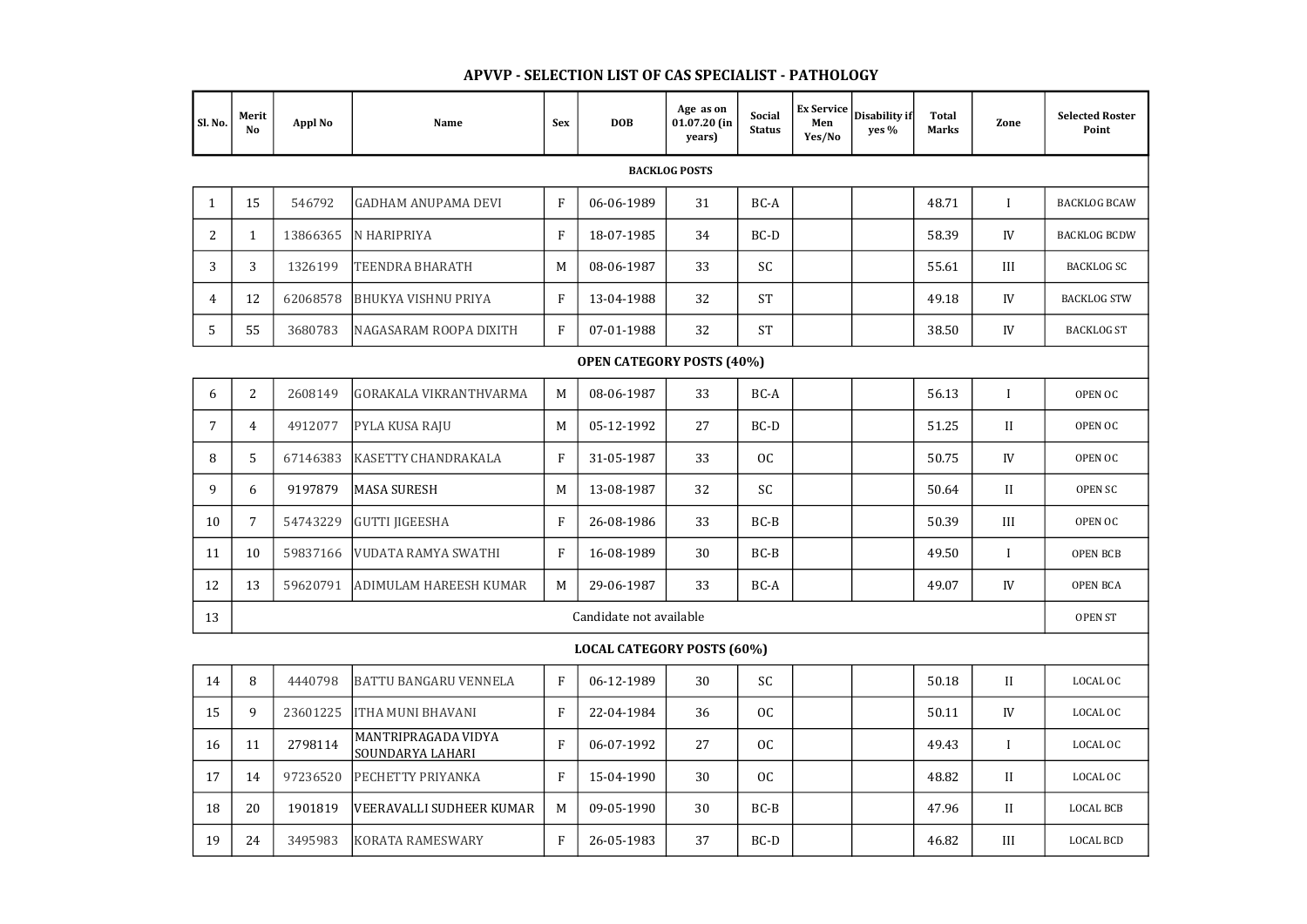# APVVP - SELECTION LIST OF CAS SPECIALIST - PATHOLOGY

| Sl. No. | Merit No | Appl No | Name | Sex | DOB | Age as on 01.07.20 (in years) | Social Status | Ex Service Men Yes/No | Disability if yes % | Total Marks | Zone | Selected Roster Point |
|---|---|---|---|---|---|---|---|---|---|---|---|---|
| **BACKLOG POSTS** | | | | | | | | | | | | |
| 1 | 15 | 546792 | GADHAM ANUPAMA DEVI | F | 06-06-1989 | 31 | BC-A | | | 48.71 | I | BACKLOG BCAW |
| 2 | 1 | 13866365 | N HARIPRIYA | F | 18-07-1985 | 34 | BC-D | | | 58.39 | IV | BACKLOG BCDW |
| 3 | 3 | 1326199 | TEENDRA BHARATH | M | 08-06-1987 | 33 | SC | | | 55.61 | III | BACKLOG SC |
| 4 | 12 | 62068578 | BHUKYA VISHNU PRIYA | F | 13-04-1988 | 32 | ST | | | 49.18 | IV | BACKLOG STW |
| 5 | 55 | 3680783 | NAGASARAM ROOPA DIXITH | F | 07-01-1988 | 32 | ST | | | 38.50 | IV | BACKLOG ST |
| **OPEN CATEGORY POSTS (40%)** | | | | | | | | | | | | |
| 6 | 2 | 2608149 | GORAKALA VIKRANTHVARMA | M | 08-06-1987 | 33 | BC-A | | | 56.13 | I | OPEN OC |
| 7 | 4 | 4912077 | PYLA KUSA RAJU | M | 05-12-1992 | 27 | BC-D | | | 51.25 | II | OPEN OC |
| 8 | 5 | 67146383 | KASETTY CHANDRAKALA | F | 31-05-1987 | 33 | OC | | | 50.75 | IV | OPEN OC |
| 9 | 6 | 9197879 | MASA SURESH | M | 13-08-1987 | 32 | SC | | | 50.64 | II | OPEN SC |
| 10 | 7 | 54743229 | GUTTI JIGEESHA | F | 26-08-1986 | 33 | BC-B | | | 50.39 | III | OPEN OC |
| 11 | 10 | 59837166 | VUDATA RAMYA SWATHI | F | 16-08-1989 | 30 | BC-B | | | 49.50 | I | OPEN BCB |
| 12 | 13 | 59620791 | ADIMULAM HAREESH KUMAR | M | 29-06-1987 | 33 | BC-A | | | 49.07 | IV | OPEN BCA |
| 13 | Candidate not available | | | | | | | | | | | OPEN ST |
| **LOCAL CATEGORY POSTS (60%)** | | | | | | | | | | | | |
| 14 | 8 | 4440798 | BATTU BANGARU VENNELA | F | 06-12-1989 | 30 | SC | | | 50.18 | II | LOCAL OC |
| 15 | 9 | 23601225 | ITHA MUNI BHAVANI | F | 22-04-1984 | 36 | OC | | | 50.11 | IV | LOCAL OC |
| 16 | 11 | 2798114 | MANTRIPRAGADA VIDYA SOUNDARYA LAHARI | F | 06-07-1992 | 27 | OC | | | 49.43 | I | LOCAL OC |
| 17 | 14 | 97236520 | PECHETTY PRIYANKA | F | 15-04-1990 | 30 | OC | | | 48.82 | II | LOCAL OC |
| 18 | 20 | 1901819 | VEERAVALLI SUDHEER KUMAR | M | 09-05-1990 | 30 | BC-B | | | 47.96 | II | LOCAL BCB |
| 19 | 24 | 3495983 | KORATA RAMESWARY | F | 26-05-1983 | 37 | BC-D | | | 46.82 | III | LOCAL BCD |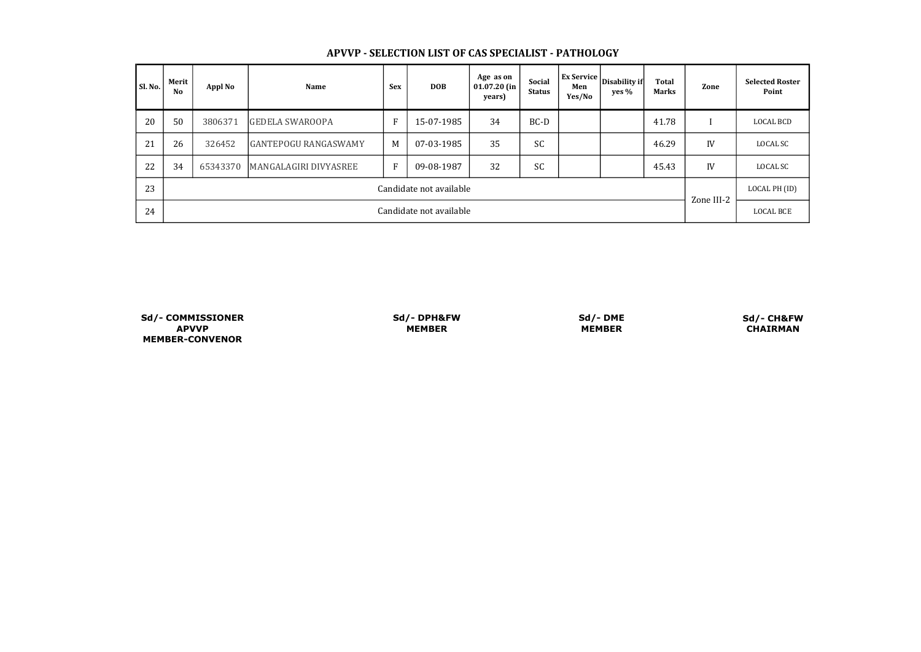## APVVP - SELECTION LIST OF CAS SPECIALIST - PATHOLOGY

| Sl. No. | Merit No | Appl No | Name | Sex | DOB | Age as on 01.07.20 (in years) | Social Status | Ex Service Men Yes/No | Disability if yes % | Total Marks | Zone | Selected Roster Point |
|---|---|---|---|---|---|---|---|---|---|---|---|---|
| 20 | 50 | 3806371 | GEDELA SWAROOPA | F | 15-07-1985 | 34 | BC-D | | | 41.78 | I | LOCAL BCD |
| 21 | 26 | 326452 | GANTEPOGU RANGASWAMY | M | 07-03-1985 | 35 | SC | | | 46.29 | IV | LOCAL SC |
| 22 | 34 | 65343370 | MANGALAGIRI DIVYASREE | F | 09-08-1987 | 32 | SC | | | 45.43 | IV | LOCAL SC |
| 23 | Candidate not available | | | | | | | | | | Zone III-2 | LOCAL PH (ID) |
| 24 | Candidate not available | | | | | | | | | | Zone III-2 | LOCAL BCE |

**Sd/- COMMISSIONER**
**APVVP**
**MEMBER-CONVENOR**

**Sd/- DPH&FW**
**MEMBER**

**Sd/- DME**
**MEMBER**

**Sd/- CH&FW**
**CHAIRMAN**